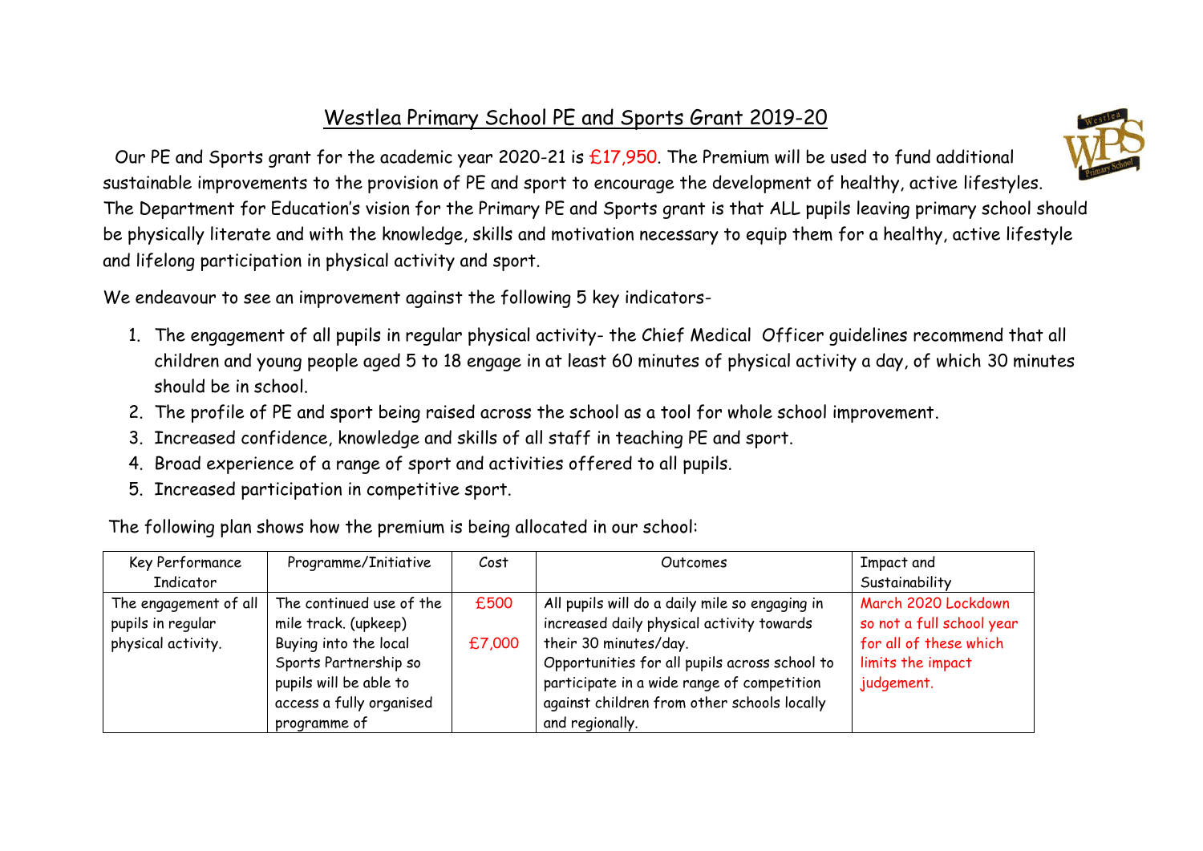# Westlea Primary School PE and Sports Grant 2019-20

Our PE and Sports grant for the academic year 2020-21 is £17,950. The Premium will be used to fund additional sustainable improvements to the provision of PE and sport to encourage the development of healthy, active lifestyles. The Department for Education's vision for the Primary PE and Sports grant is that ALL pupils leaving primary school should be physically literate and with the knowledge, skills and motivation necessary to equip them for a healthy, active lifestyle and lifelong participation in physical activity and sport.

We endeavour to see an improvement against the following 5 key indicators-

1. The engagement of all pupils in regular physical activity- the Chief Medical Officer guidelines recommend that all children and young people aged 5 to 18 engage in at least 60 minutes of physical activity a day, of which 30 minutes should be in school.
2. The profile of PE and sport being raised across the school as a tool for whole school improvement.
3. Increased confidence, knowledge and skills of all staff in teaching PE and sport.
4. Broad experience of a range of sport and activities offered to all pupils.
5. Increased participation in competitive sport.

The following plan shows how the premium is being allocated in our school:

| Key Performance Indicator | Programme/Initiative | Cost | Outcomes | Impact and Sustainability |
|---|---|---|---|---|
| The engagement of all pupils in regular physical activity. | The continued use of the mile track. (upkeep)<br>Buying into the local Sports Partnership so pupils will be able to access a fully organised programme of | £500<br><br>£7,000 | All pupils will do a daily mile so engaging in increased daily physical activity towards their 30 minutes/day.<br>Opportunities for all pupils across school to participate in a wide range of competition against children from other schools locally and regionally. | March 2020 Lockdown so not a full school year for all of these which limits the impact judgement. |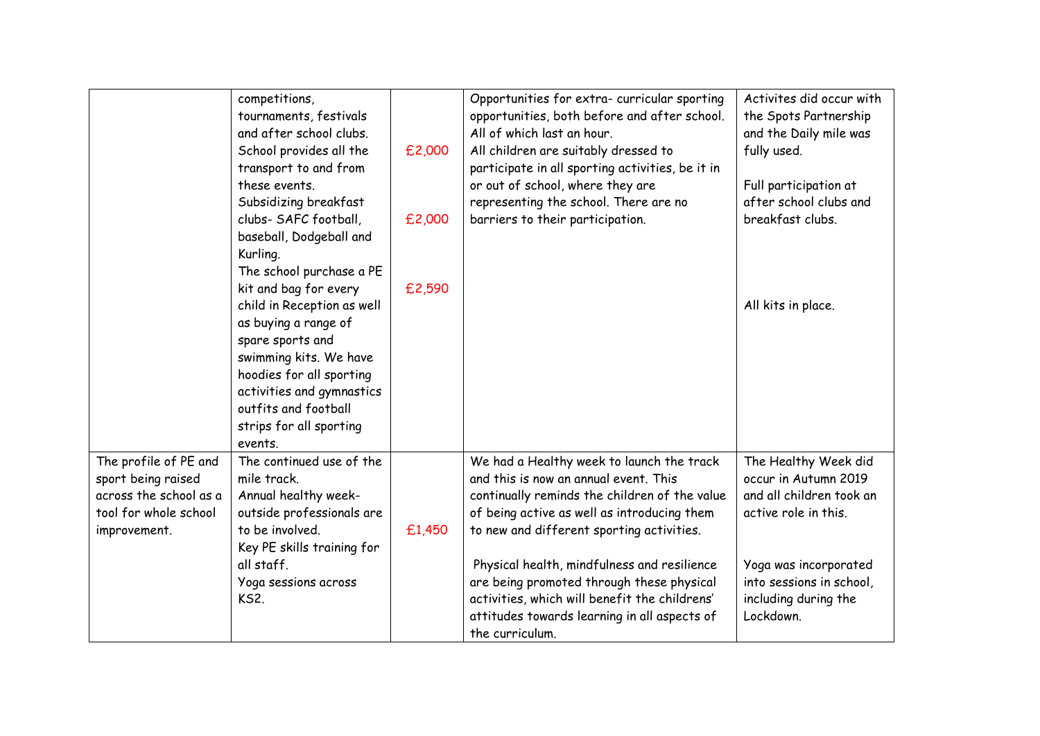| | | | | |
|---|---|---|---|---|
| | competitions, tournaments, festivals and after school clubs.<br>School provides all the transport to and from these events.<br>Subsidizing breakfast clubs- SAFC football, baseball, Dodgeball and Kurling.<br>The school purchase a PE kit and bag for every child in Reception as well as buying a range of spare sports and swimming kits. We have hoodies for all sporting activities and gymnastics outfits and football strips for all sporting events. | £2,000<br><br>£2,000<br><br>£2,590 | Opportunities for extra- curricular sporting opportunities, both before and after school. All of which last an hour.<br>All children are suitably dressed to participate in all sporting activities, be it in or out of school, where they are representing the school. There are no barriers to their participation. | Activites did occur with the Spots Partnership and the Daily mile was fully used.<br><br>Full participation at after school clubs and breakfast clubs.<br><br>All kits in place. |
| The profile of PE and sport being raised across the school as a tool for whole school improvement. | The continued use of the mile track.<br>Annual healthy week- outside professionals are to be involved.<br>Key PE skills training for all staff.<br>Yoga sessions across KS2. | £1,450 | We had a Healthy week to launch the track and this is now an annual event. This continually reminds the children of the value of being active as well as introducing them to new and different sporting activities.<br><br>Physical health, mindfulness and resilience are being promoted through these physical activities, which will benefit the childrens' attitudes towards learning in all aspects of the curriculum. | The Healthy Week did occur in Autumn 2019 and all children took an active role in this.<br><br>Yoga was incorporated into sessions in school, including during the Lockdown. |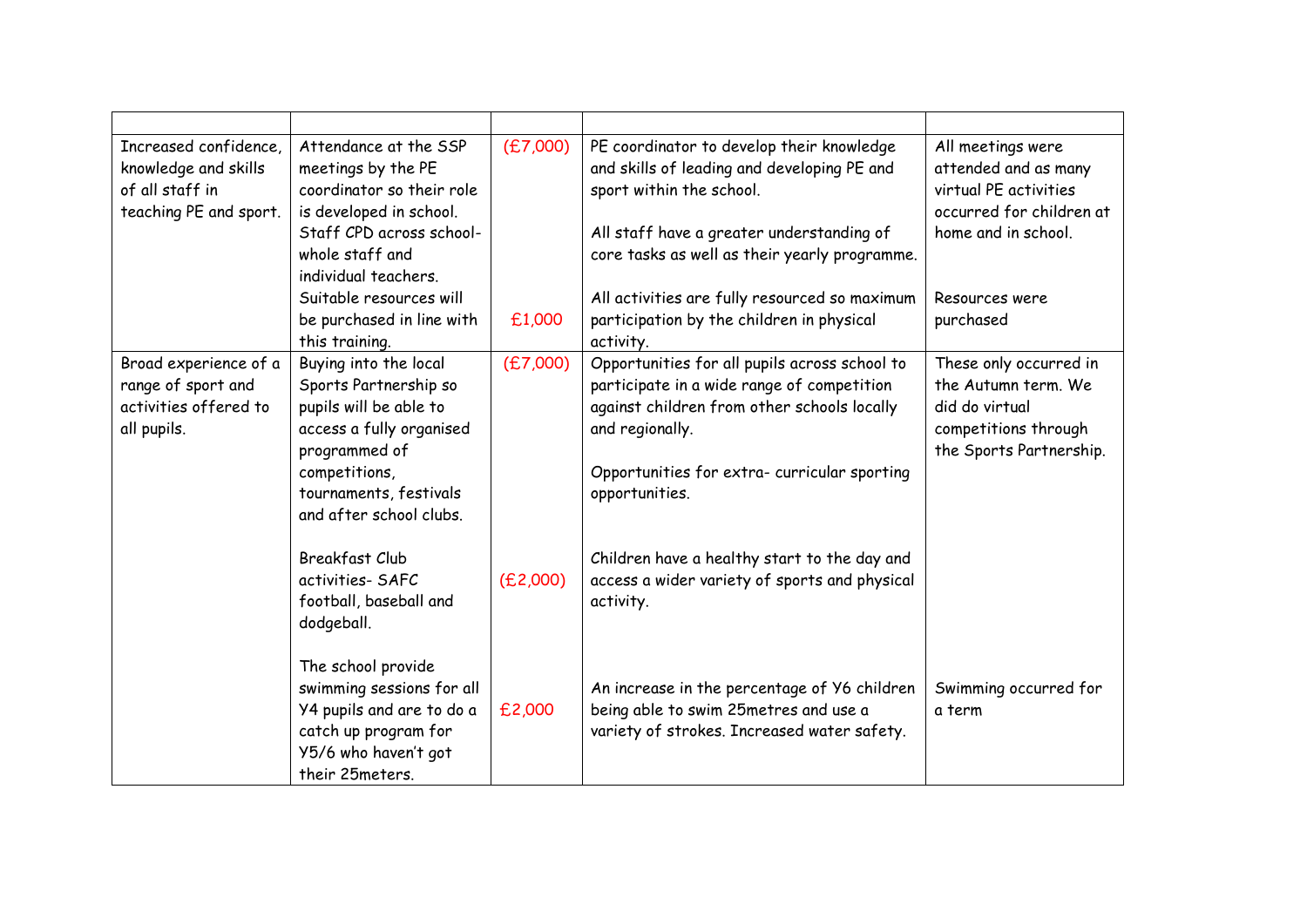| | | | | |
|---|---|---|---|---|
| Increased confidence, knowledge and skills of all staff in teaching PE and sport. | Attendance at the SSP meetings by the PE coordinator so their role is developed in school.<br>Staff CPD across school- whole staff and individual teachers.<br>Suitable resources will be purchased in line with this training. | (£7,000)<br><br><br><br><br>£1,000 | PE coordinator to develop their knowledge and skills of leading and developing PE and sport within the school.<br><br>All staff have a greater understanding of core tasks as well as their yearly programme.<br><br>All activities are fully resourced so maximum participation by the children in physical activity. | All meetings were attended and as many virtual PE activities occurred for children at home and in school.<br><br>Resources were purchased |
| Broad experience of a range of sport and activities offered to all pupils. | Buying into the local Sports Partnership so pupils will be able to access a fully organised programmed of competitions, tournaments, festivals and after school clubs.<br><br>Breakfast Club activities- SAFC football, baseball and dodgeball.<br><br>The school provide swimming sessions for all Y4 pupils and are to do a catch up program for Y5/6 who haven't got their 25meters. | (£7,000)<br><br><br><br><br><br>(£2,000)<br><br><br><br><br>£2,000 | Opportunities for all pupils across school to participate in a wide range of competition against children from other schools locally and regionally.<br><br>Opportunities for extra- curricular sporting opportunities.<br><br>Children have a healthy start to the day and access a wider variety of sports and physical activity.<br><br>An increase in the percentage of Y6 children being able to swim 25metres and use a variety of strokes. Increased water safety. | These only occurred in the Autumn term. We did do virtual competitions through the Sports Partnership.<br><br><br><br><br><br>Swimming occurred for a term |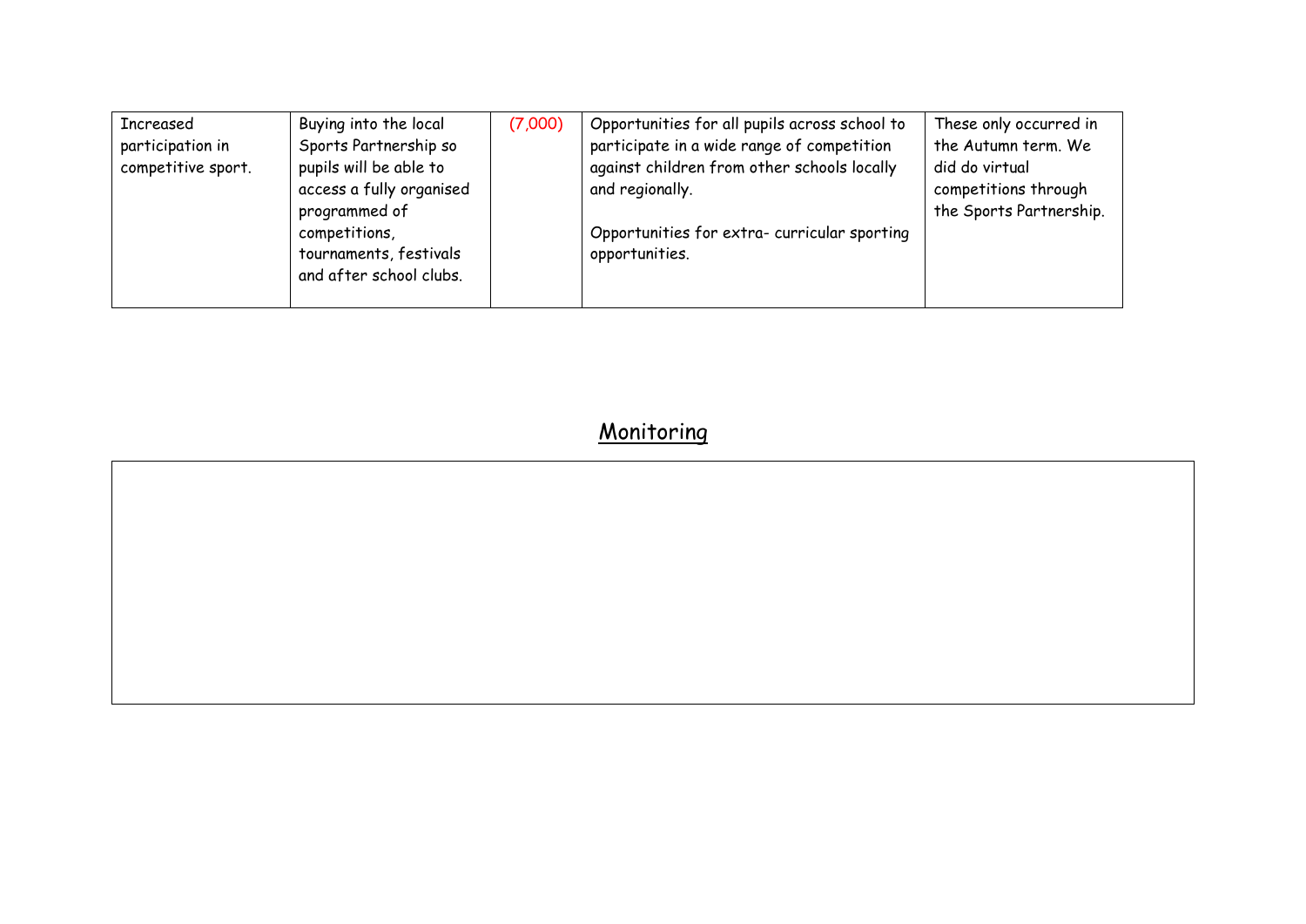| Increased participation in competitive sport. | Buying into the local Sports Partnership so pupils will be able to access a fully organised programmed of competitions, tournaments, festivals and after school clubs. | (7,000) | Opportunities for all pupils across school to participate in a wide range of competition against children from other schools locally and regionally.<br><br>Opportunities for extra- curricular sporting opportunities. | These only occurred in the Autumn term. We did do virtual competitions through the Sports Partnership. |
|---|---|---|---|---|

## Monitoring

| |
|---|
| |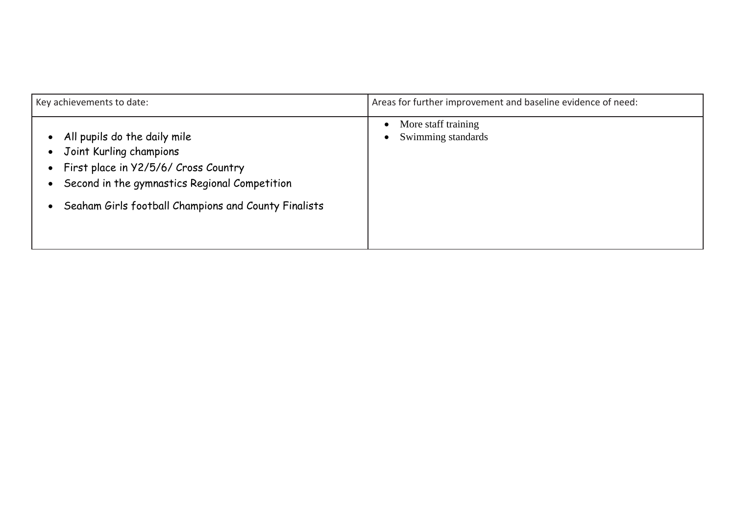| Key achievements to date: | Areas for further improvement and baseline evidence of need: |
| --- | --- |
| • All pupils do the daily mile<br>• Joint Kurling champions<br>• First place in Y2/5/6/ Cross Country<br>• Second in the gymnastics Regional Competition<br>• Seaham Girls football Champions and County Finalists | • More staff training<br>• Swimming standards |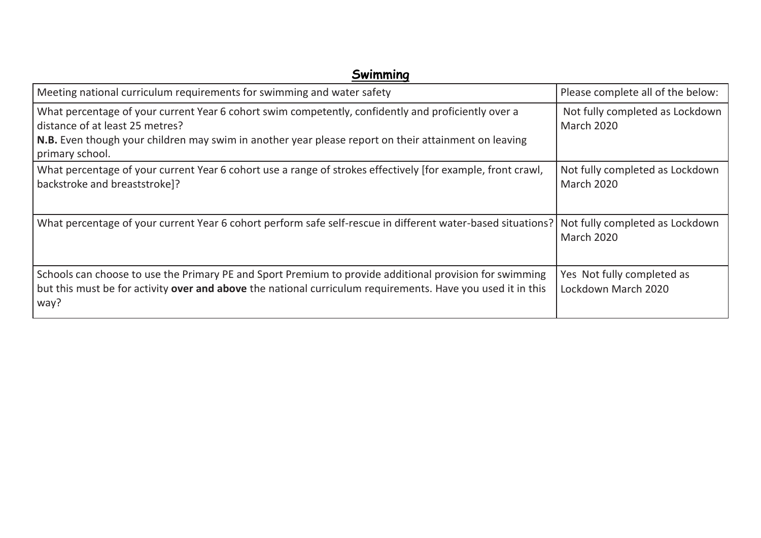## Swimming

| Meeting national curriculum requirements for swimming and water safety | Please complete all of the below: |
|---|---|
| What percentage of your current Year 6 cohort swim competently, confidently and proficiently over a distance of at least 25 metres?<br>**N.B.** Even though your children may swim in another year please report on their attainment on leaving primary school. | Not fully completed as Lockdown March 2020 |
| What percentage of your current Year 6 cohort use a range of strokes effectively [for example, front crawl, backstroke and breaststroke]? | Not fully completed as Lockdown March 2020 |
| What percentage of your current Year 6 cohort perform safe self-rescue in different water-based situations? | Not fully completed as Lockdown March 2020 |
| Schools can choose to use the Primary PE and Sport Premium to provide additional provision for swimming but this must be for activity **over and above** the national curriculum requirements. Have you used it in this way? | Yes Not fully completed as Lockdown March 2020 |